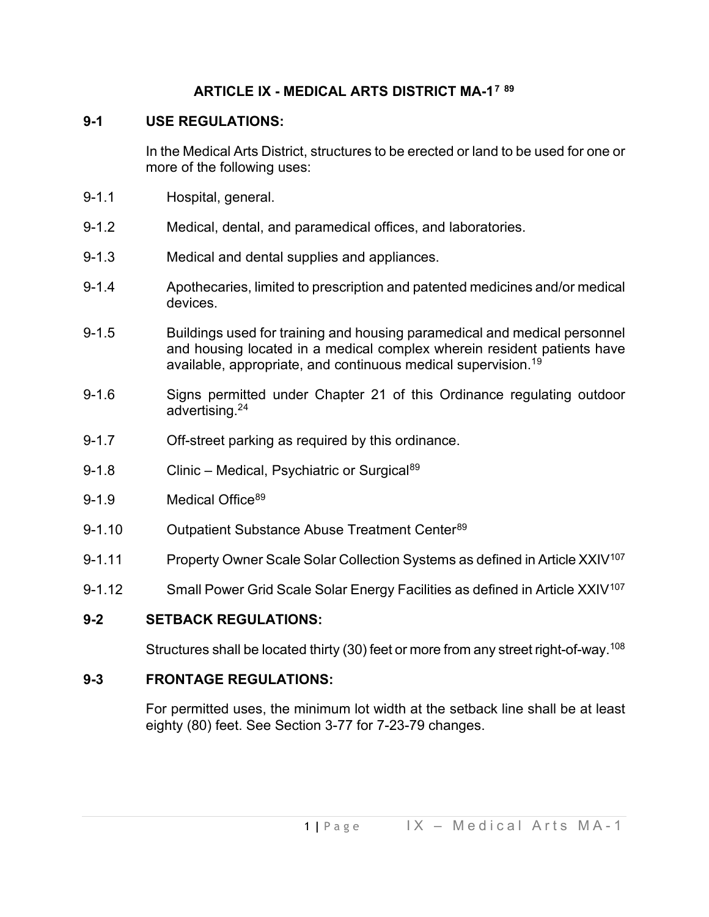# ARTICLE IX - MEDICAL ARTS DISTRICT MA-1[7 89]

## 9-1 USE REGULATIONS:

In the Medical Arts District, structures to be erected or land to be used for one or more of the following uses:

9-1.1 Hospital, general.

9-1.2 Medical, dental, and paramedical offices, and laboratories.

9-1.3 Medical and dental supplies and appliances.

9-1.4 Apothecaries, limited to prescription and patented medicines and/or medical devices.

9-1.5 Buildings used for training and housing paramedical and medical personnel and housing located in a medical complex wherein resident patients have available, appropriate, and continuous medical supervision.[19]

9-1.6 Signs permitted under Chapter 21 of this Ordinance regulating outdoor advertising.[24]

9-1.7 Off-street parking as required by this ordinance.

9-1.8 Clinic – Medical, Psychiatric or Surgical[89]

9-1.9 Medical Office[89]

9-1.10 Outpatient Substance Abuse Treatment Center[89]

9-1.11 Property Owner Scale Solar Collection Systems as defined in Article XXIV[107]

9-1.12 Small Power Grid Scale Solar Energy Facilities as defined in Article XXIV[107]

## 9-2 SETBACK REGULATIONS:

Structures shall be located thirty (30) feet or more from any street right-of-way.[108]

## 9-3 FRONTAGE REGULATIONS:

For permitted uses, the minimum lot width at the setback line shall be at least eighty (80) feet. See Section 3-77 for 7-23-79 changes.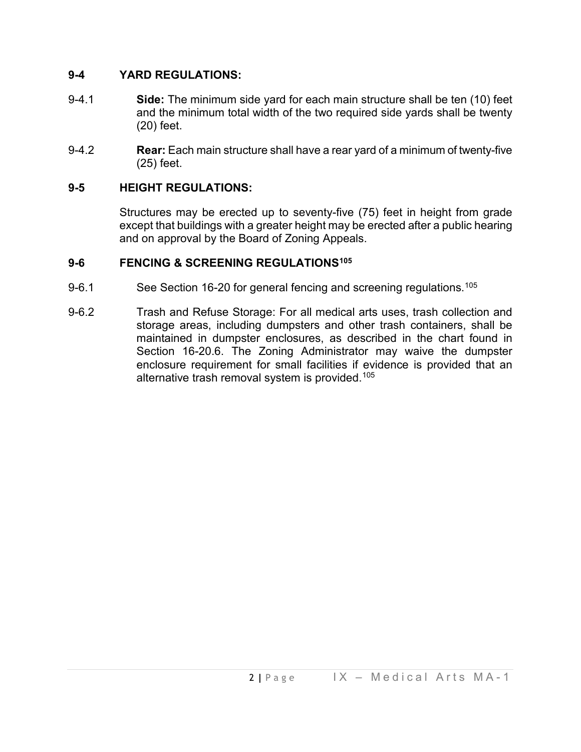## 9-4 YARD REGULATIONS:

9-4.1 **Side:** The minimum side yard for each main structure shall be ten (10) feet and the minimum total width of the two required side yards shall be twenty (20) feet.

9-4.2 **Rear:** Each main structure shall have a rear yard of a minimum of twenty-five (25) feet.

## 9-5 HEIGHT REGULATIONS:

Structures may be erected up to seventy-five (75) feet in height from grade except that buildings with a greater height may be erected after a public hearing and on approval by the Board of Zoning Appeals.

## 9-6 FENCING & SCREENING REGULATIONS[105]

9-6.1 See Section 16-20 for general fencing and screening regulations.[105]

9-6.2 Trash and Refuse Storage: For all medical arts uses, trash collection and storage areas, including dumpsters and other trash containers, shall be maintained in dumpster enclosures, as described in the chart found in Section 16-20.6. The Zoning Administrator may waive the dumpster enclosure requirement for small facilities if evidence is provided that an alternative trash removal system is provided.[105]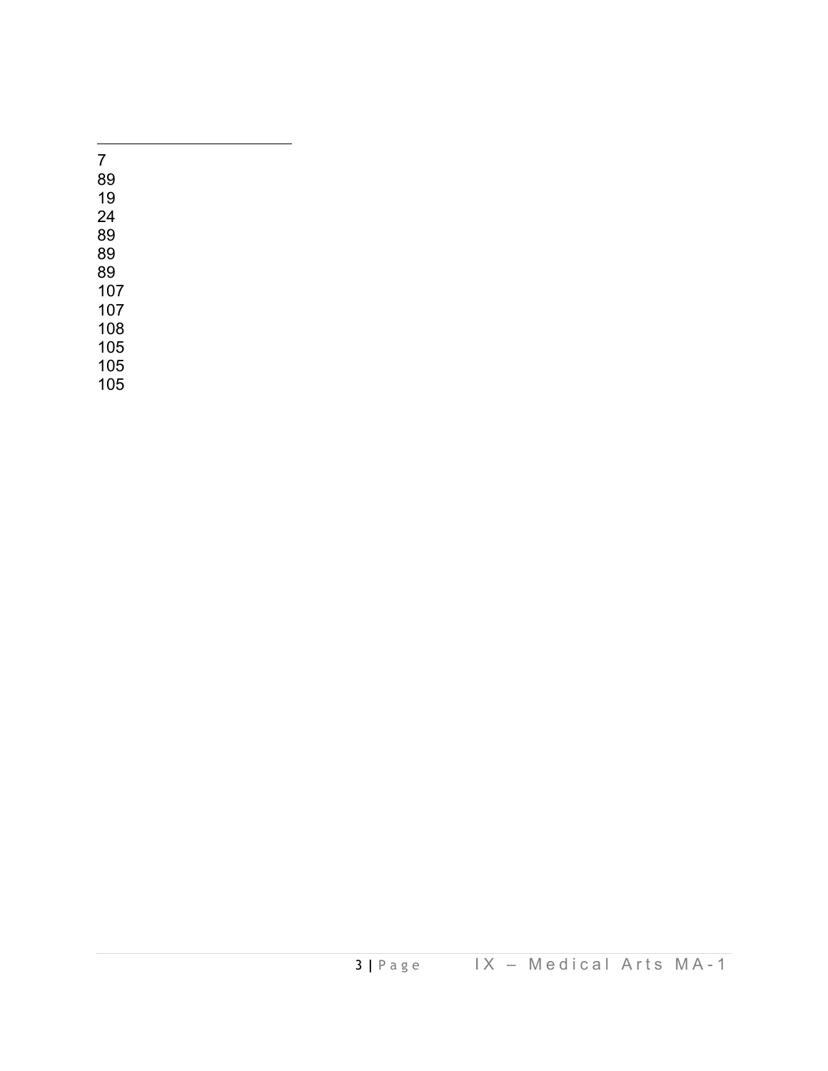---

7
89
19
24
89
89
89
107
107
108
105
105
105